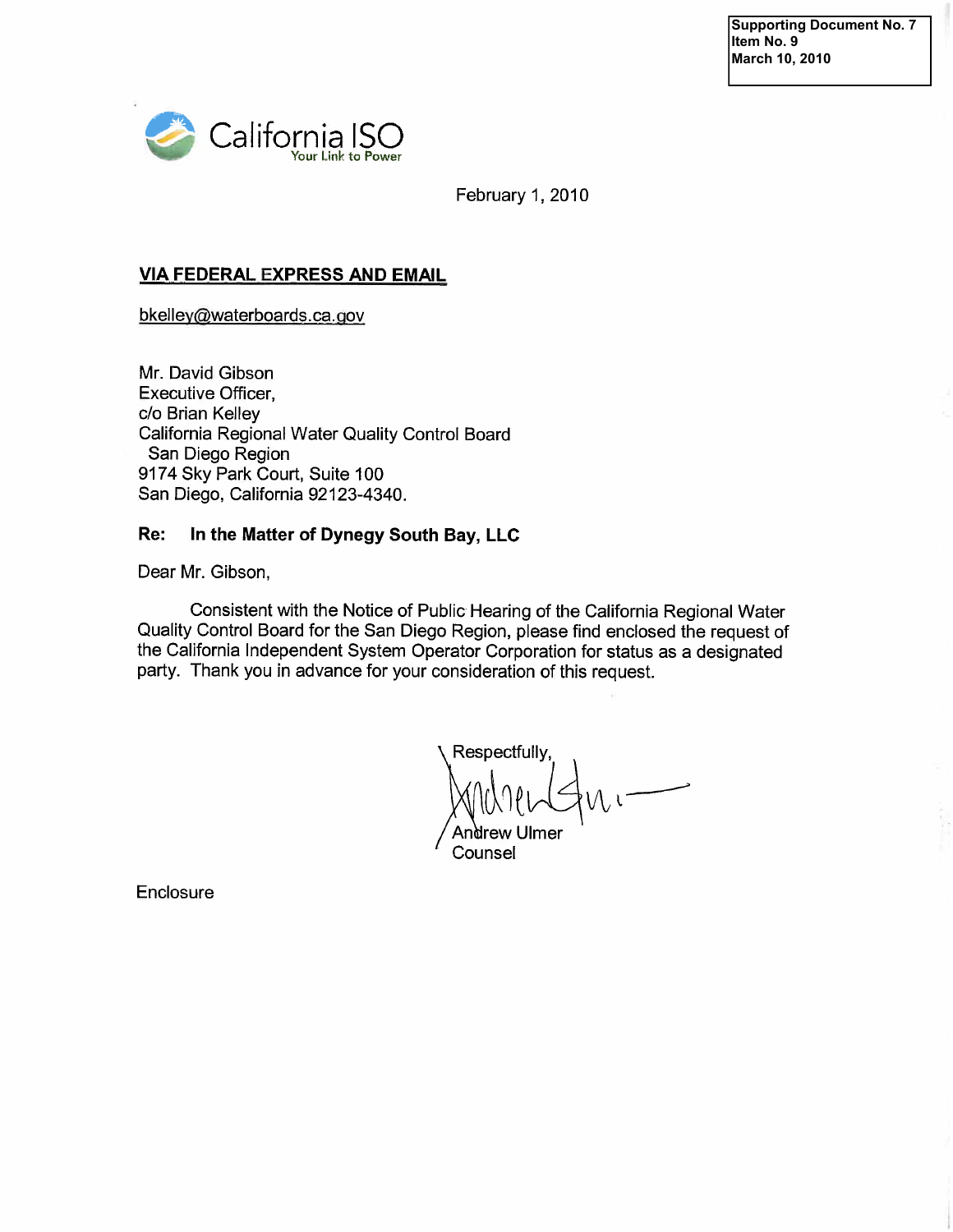Supporting Document No. 7
Item No. 9
March 10, 2010

California ISO
Your Link to Power

February 1, 2010

**VIA FEDERAL EXPRESS AND EMAIL**

bkelley@waterboards.ca.gov

Mr. David Gibson
Executive Officer,
c/o Brian Kelley
California Regional Water Quality Control Board
San Diego Region
9174 Sky Park Court, Suite 100
San Diego, California 92123-4340.

**Re: In the Matter of Dynegy South Bay, LLC**

Dear Mr. Gibson,

Consistent with the Notice of Public Hearing of the California Regional Water Quality Control Board for the San Diego Region, please find enclosed the request of the California Independent System Operator Corporation for status as a designated party. Thank you in advance for your consideration of this request.

Respectfully,

Andrew Ulmer
Counsel

Enclosure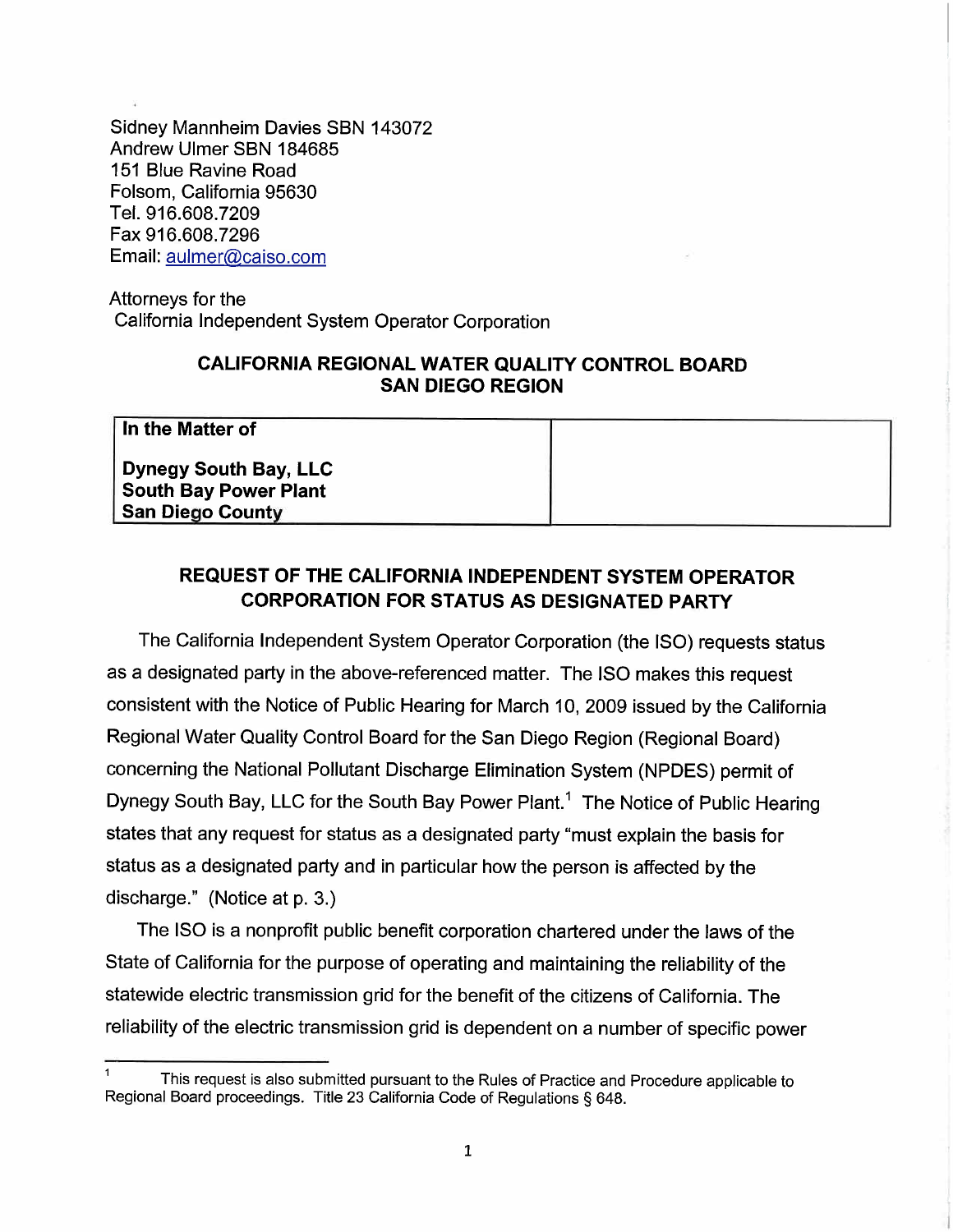Sidney Mannheim Davies SBN 143072
Andrew Ulmer SBN 184685
151 Blue Ravine Road
Folsom, California 95630
Tel. 916.608.7209
Fax 916.608.7296
Email: aulmer@caiso.com

Attorneys for the
California Independent System Operator Corporation

**CALIFORNIA REGIONAL WATER QUALITY CONTROL BOARD
SAN DIEGO REGION**

| **In the Matter of**<br><br>**Dynegy South Bay, LLC**<br>**South Bay Power Plant**<br>**San Diego County** | |
|---|---|

## REQUEST OF THE CALIFORNIA INDEPENDENT SYSTEM OPERATOR CORPORATION FOR STATUS AS DESIGNATED PARTY

The California Independent System Operator Corporation (the ISO) requests status as a designated party in the above-referenced matter. The ISO makes this request consistent with the Notice of Public Hearing for March 10, 2009 issued by the California Regional Water Quality Control Board for the San Diego Region (Regional Board) concerning the National Pollutant Discharge Elimination System (NPDES) permit of Dynegy South Bay, LLC for the South Bay Power Plant.[1] The Notice of Public Hearing states that any request for status as a designated party "must explain the basis for status as a designated party and in particular how the person is affected by the discharge." (Notice at p. 3.)

The ISO is a nonprofit public benefit corporation chartered under the laws of the State of California for the purpose of operating and maintaining the reliability of the statewide electric transmission grid for the benefit of the citizens of California. The reliability of the electric transmission grid is dependent on a number of specific power

[1] This request is also submitted pursuant to the Rules of Practice and Procedure applicable to Regional Board proceedings. Title 23 California Code of Regulations § 648.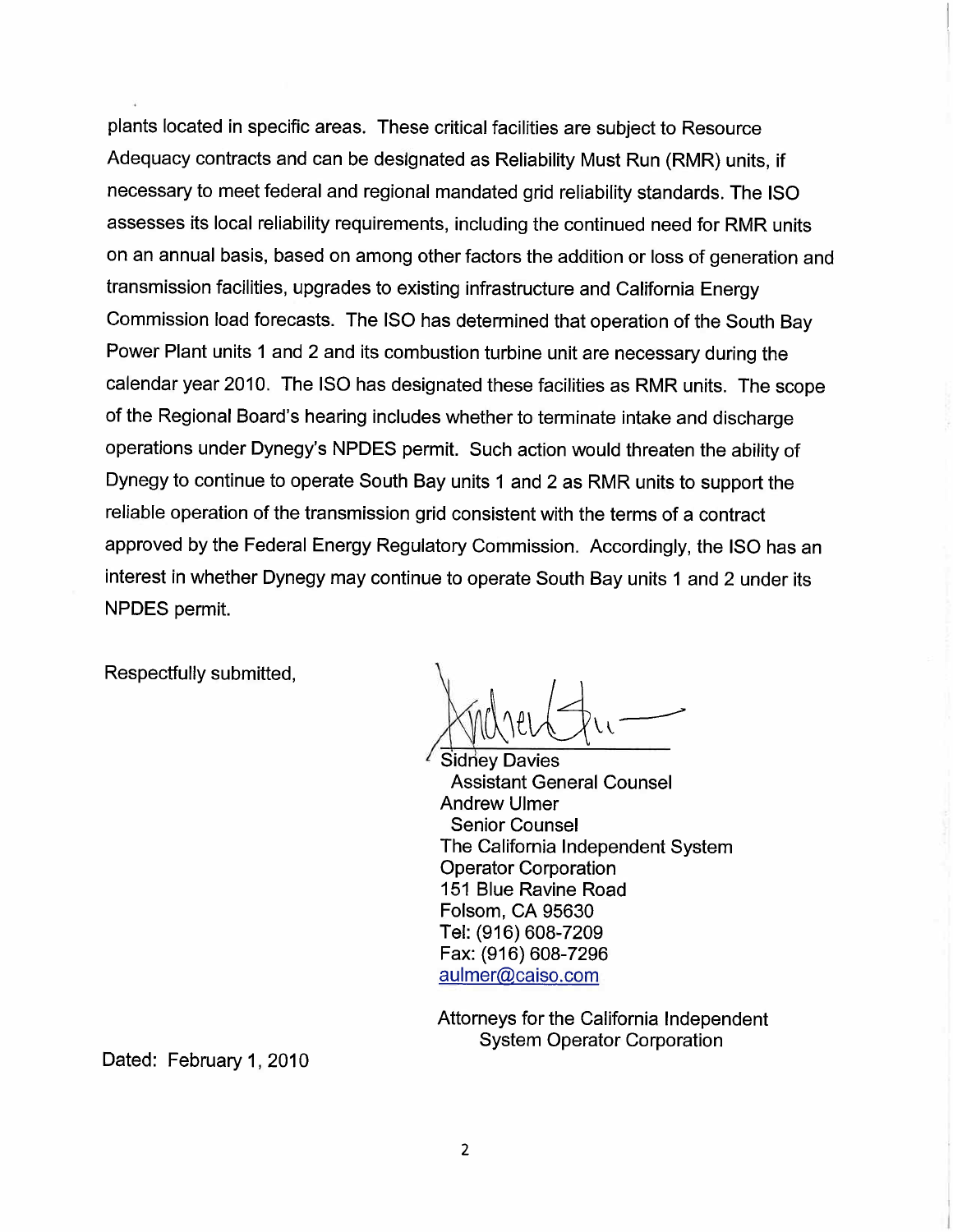plants located in specific areas. These critical facilities are subject to Resource Adequacy contracts and can be designated as Reliability Must Run (RMR) units, if necessary to meet federal and regional mandated grid reliability standards. The ISO assesses its local reliability requirements, including the continued need for RMR units on an annual basis, based on among other factors the addition or loss of generation and transmission facilities, upgrades to existing infrastructure and California Energy Commission load forecasts. The ISO has determined that operation of the South Bay Power Plant units 1 and 2 and its combustion turbine unit are necessary during the calendar year 2010. The ISO has designated these facilities as RMR units. The scope of the Regional Board's hearing includes whether to terminate intake and discharge operations under Dynegy's NPDES permit. Such action would threaten the ability of Dynegy to continue to operate South Bay units 1 and 2 as RMR units to support the reliable operation of the transmission grid consistent with the terms of a contract approved by the Federal Energy Regulatory Commission. Accordingly, the ISO has an interest in whether Dynegy may continue to operate South Bay units 1 and 2 under its NPDES permit.

Respectfully submitted,

Sidney Davies
Assistant General Counsel
Andrew Ulmer
Senior Counsel
The California Independent System Operator Corporation
151 Blue Ravine Road
Folsom, CA 95630
Tel: (916) 608-7209
Fax: (916) 608-7296
aulmer@caiso.com

Attorneys for the California Independent System Operator Corporation

Dated: February 1, 2010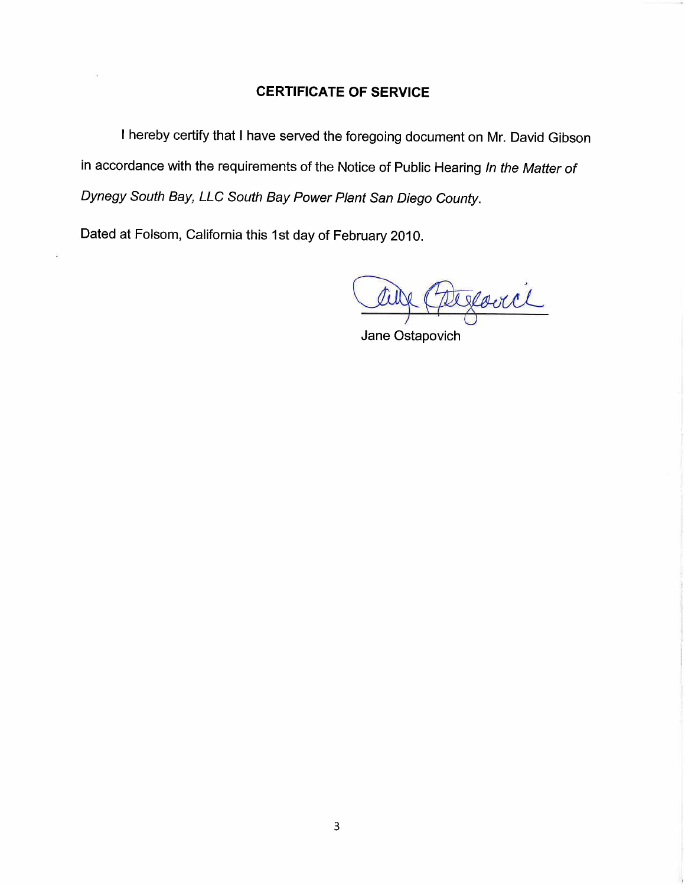## CERTIFICATE OF SERVICE

I hereby certify that I have served the foregoing document on Mr. David Gibson in accordance with the requirements of the Notice of Public Hearing *In the Matter of Dynegy South Bay, LLC South Bay Power Plant San Diego County*.

Dated at Folsom, California this 1st day of February 2010.

Jane Ostapovich